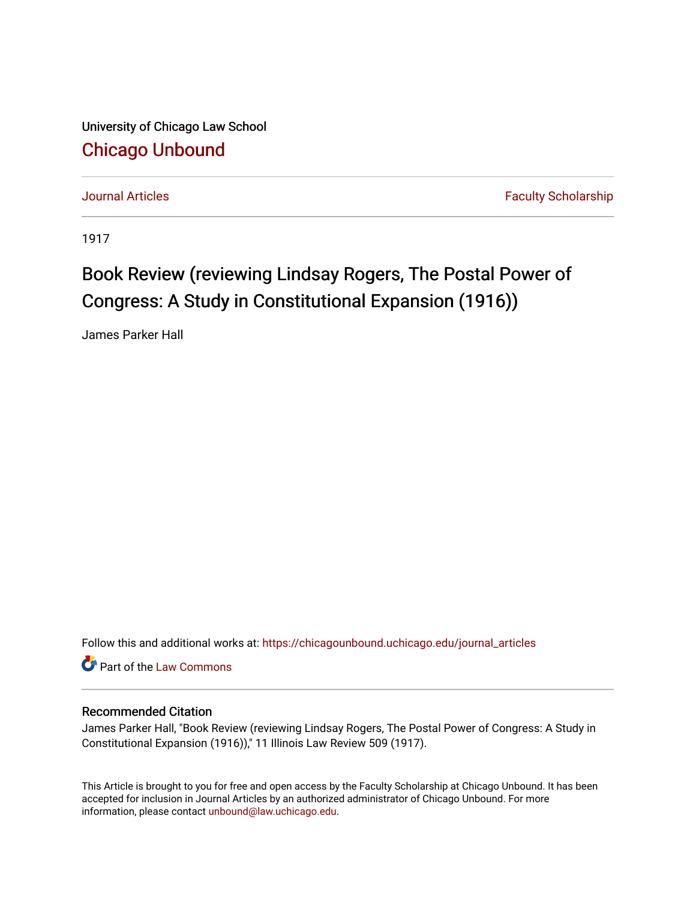University of Chicago Law School

## Chicago Unbound

Journal Articles | Faculty Scholarship

1917

# Book Review (reviewing Lindsay Rogers, The Postal Power of Congress: A Study in Constitutional Expansion (1916))

James Parker Hall

Follow this and additional works at: https://chicagounbound.uchicago.edu/journal_articles

Part of the Law Commons

### Recommended Citation

James Parker Hall, "Book Review (reviewing Lindsay Rogers, The Postal Power of Congress: A Study in Constitutional Expansion (1916))," 11 Illinois Law Review 509 (1917).

This Article is brought to you for free and open access by the Faculty Scholarship at Chicago Unbound. It has been accepted for inclusion in Journal Articles by an authorized administrator of Chicago Unbound. For more information, please contact unbound@law.uchicago.edu.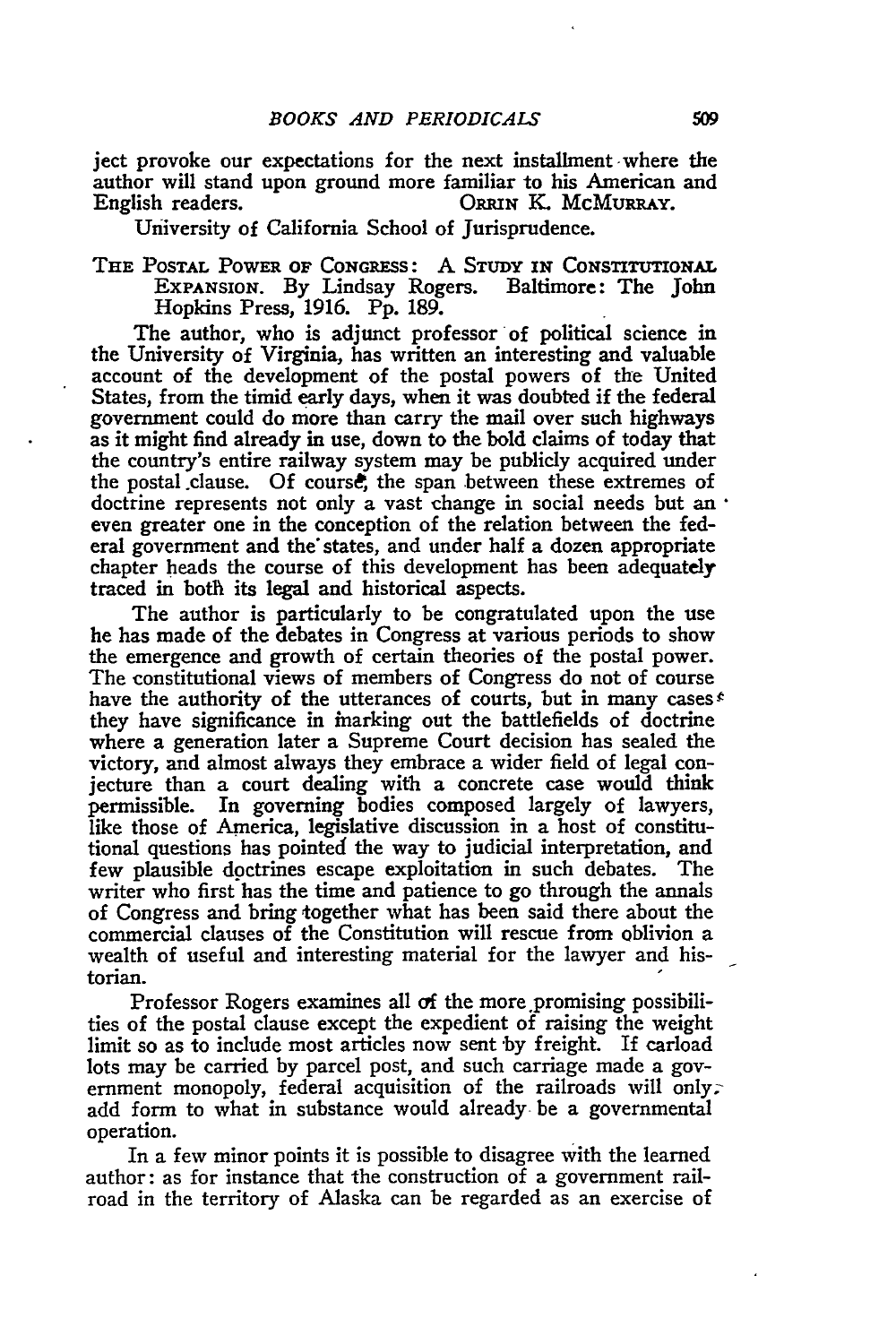ject provoke our expectations for the next installment where the author will stand upon ground more familiar to his American and English readers.

ORRIN K. MCMURRAY.

University of California School of Jurisprudence.

THE POSTAL POWER OF CONGRESS: A STUDY IN CONSTITUTIONAL EXPANSION. By Lindsay Rogers. Baltimore: The John Hopkins Press, 1916. Pp. 189.

The author, who is adjunct professor of political science in the University of Virginia, has written an interesting and valuable account of the development of the postal powers of the United States, from the timid early days, when it was doubted if the federal government could do more than carry the mail over such highways as it might find already in use, down to the bold claims of today that the country's entire railway system may be publicly acquired under the postal clause. Of course, the span between these extremes of doctrine represents not only a vast change in social needs but an even greater one in the conception of the relation between the federal government and the states, and under half a dozen appropriate chapter heads the course of this development has been adequately traced in both its legal and historical aspects.

The author is particularly to be congratulated upon the use he has made of the debates in Congress at various periods to show the emergence and growth of certain theories of the postal power. The constitutional views of members of Congress do not of course have the authority of the utterances of courts, but in many cases they have significance in marking out the battlefields of doctrine where a generation later a Supreme Court decision has sealed the victory, and almost always they embrace a wider field of legal conjecture than a court dealing with a concrete case would think permissible. In governing bodies composed largely of lawyers, like those of America, legislative discussion in a host of constitutional questions has pointed the way to judicial interpretation, and few plausible doctrines escape exploitation in such debates. The writer who first has the time and patience to go through the annals of Congress and bring together what has been said there about the commercial clauses of the Constitution will rescue from oblivion a wealth of useful and interesting material for the lawyer and historian.

Professor Rogers examines all of the more promising possibilities of the postal clause except the expedient of raising the weight limit so as to include most articles now sent by freight. If carload lots may be carried by parcel post, and such carriage made a government monopoly, federal acquisition of the railroads will only add form to what in substance would already be a governmental operation.

In a few minor points it is possible to disagree with the learned author: as for instance that the construction of a government railroad in the territory of Alaska can be regarded as an exercise of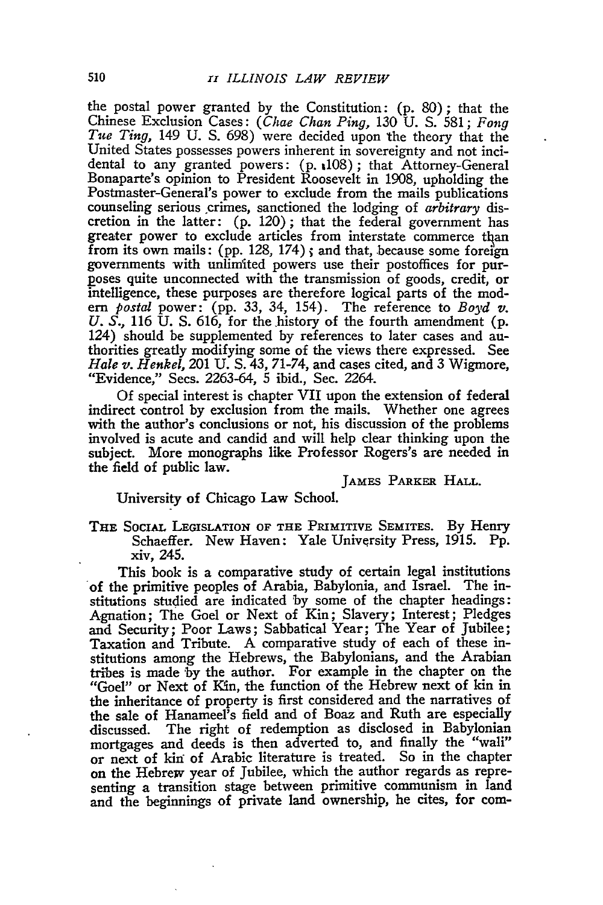the postal power granted by the Constitution: (p. 80); that the Chinese Exclusion Cases: (*Chae Chan Ping*, 130 U. S. 581; *Fong Tue Ting*, 149 U. S. 698) were decided upon the theory that the United States possesses powers inherent in sovereignty and not incidental to any granted powers: (p. 108); that Attorney-General Bonaparte's opinion to President Roosevelt in 1908, upholding the Postmaster-General's power to exclude from the mails publications counseling serious crimes, sanctioned the lodging of *arbitrary* discretion in the latter: (p. 120); that the federal government has greater power to exclude articles from interstate commerce than from its own mails: (pp. 128, 174); and that, because some foreign governments with unlimited powers use their postoffices for purposes quite unconnected with the transmission of goods, credit, or intelligence, these purposes are therefore logical parts of the modern *postal* power: (pp. 33, 34, 154). The reference to *Boyd v. U. S.*, 116 U. S. 616, for the history of the fourth amendment (p. 124) should be supplemented by references to later cases and authorities greatly modifying some of the views there expressed. See *Hale v. Henkel*, 201 U. S. 43, 71-74, and cases cited, and 3 Wigmore, "Evidence," Secs. 2263-64, 5 ibid., Sec. 2264.

Of special interest is chapter VII upon the extension of federal indirect control by exclusion from the mails. Whether one agrees with the author's conclusions or not, his discussion of the problems involved is acute and candid and will help clear thinking upon the subject. More monographs like Professor Rogers's are needed in the field of public law.

JAMES PARKER HALL.

University of Chicago Law School.

THE SOCIAL LEGISLATION OF THE PRIMITIVE SEMITES. By Henry Schaeffer. New Haven: Yale University Press, 1915. Pp. xiv, 245.

This book is a comparative study of certain legal institutions of the primitive peoples of Arabia, Babylonia, and Israel. The institutions studied are indicated by some of the chapter headings: Agnation; The Goel or Next of Kin; Slavery; Interest; Pledges and Security; Poor Laws; Sabbatical Year; The Year of Jubilee; Taxation and Tribute. A comparative study of each of these institutions among the Hebrews, the Babylonians, and the Arabian tribes is made by the author. For example in the chapter on the "Goel" or Next of Kin, the function of the Hebrew next of kin in the inheritance of property is first considered and the narratives of the sale of Hanameel's field and of Boaz and Ruth are especially discussed. The right of redemption as disclosed in Babylonian mortgages and deeds is then adverted to, and finally the "wali" or next of kin of Arabic literature is treated. So in the chapter on the Hebrew year of Jubilee, which the author regards as representing a transition stage between primitive communism in land and the beginnings of private land ownership, he cites, for com-